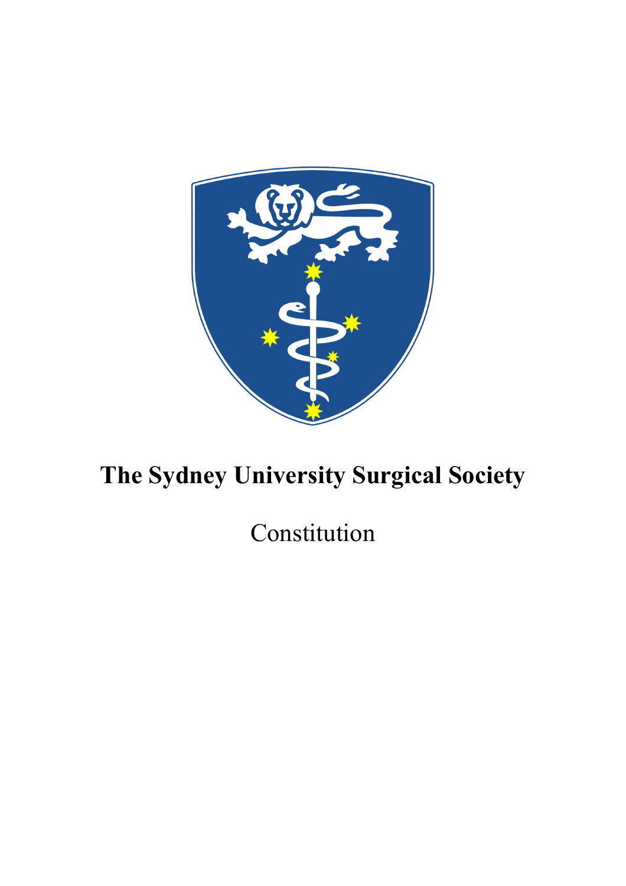# The Sydney University Surgical Society

Constitution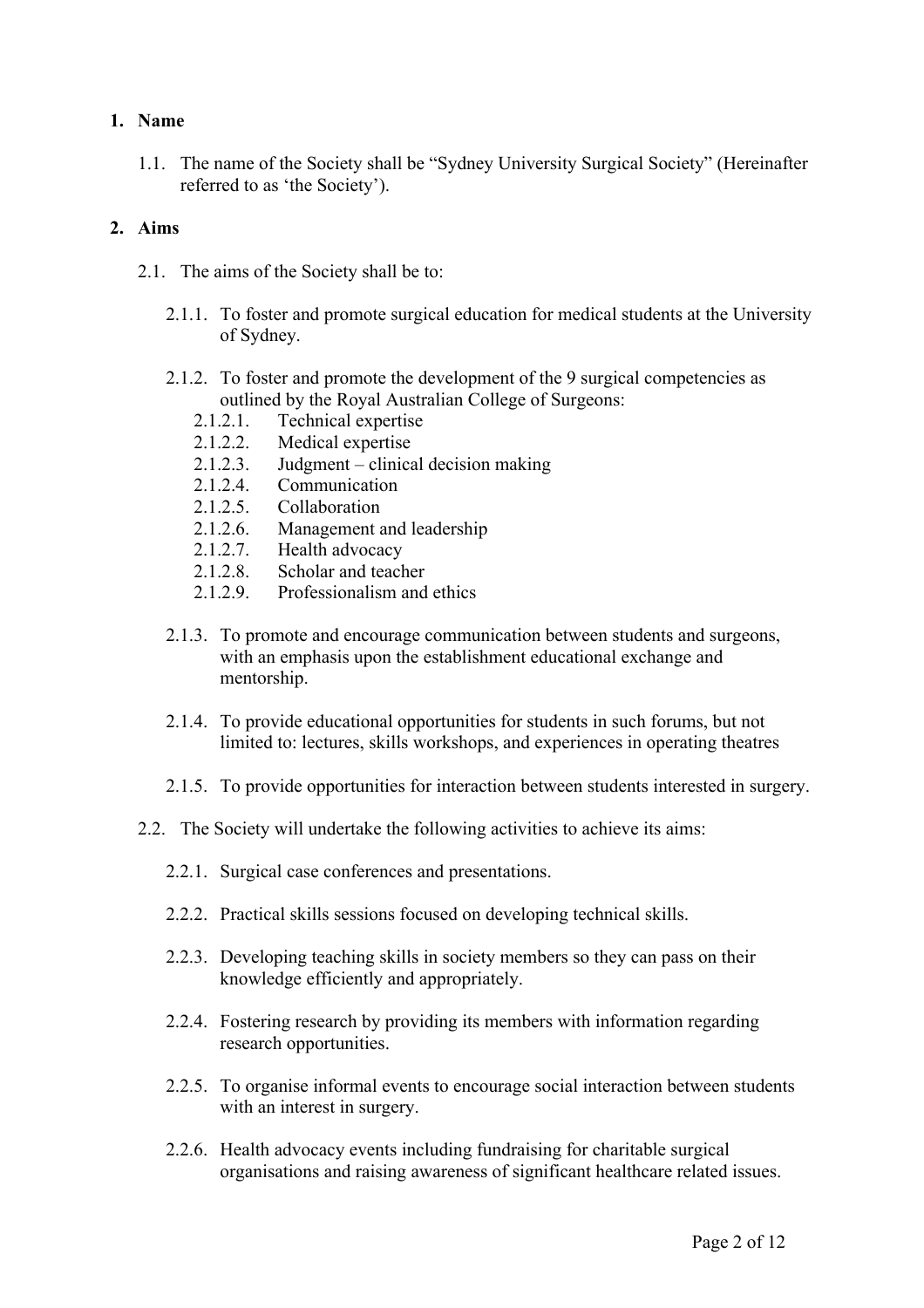## 1. Name

1.1. The name of the Society shall be “Sydney University Surgical Society” (Hereinafter referred to as ‘the Society’).

## 2. Aims

2.1. The aims of the Society shall be to:

2.1.1. To foster and promote surgical education for medical students at the University of Sydney.

2.1.2. To foster and promote the development of the 9 surgical competencies as outlined by the Royal Australian College of Surgeons:

2.1.2.1. Technical expertise
2.1.2.2. Medical expertise
2.1.2.3. Judgment – clinical decision making
2.1.2.4. Communication
2.1.2.5. Collaboration
2.1.2.6. Management and leadership
2.1.2.7. Health advocacy
2.1.2.8. Scholar and teacher
2.1.2.9. Professionalism and ethics

2.1.3. To promote and encourage communication between students and surgeons, with an emphasis upon the establishment educational exchange and mentorship.

2.1.4. To provide educational opportunities for students in such forums, but not limited to: lectures, skills workshops, and experiences in operating theatres

2.1.5. To provide opportunities for interaction between students interested in surgery.

2.2. The Society will undertake the following activities to achieve its aims:

2.2.1. Surgical case conferences and presentations.

2.2.2. Practical skills sessions focused on developing technical skills.

2.2.3. Developing teaching skills in society members so they can pass on their knowledge efficiently and appropriately.

2.2.4. Fostering research by providing its members with information regarding research opportunities.

2.2.5. To organise informal events to encourage social interaction between students with an interest in surgery.

2.2.6. Health advocacy events including fundraising for charitable surgical organisations and raising awareness of significant healthcare related issues.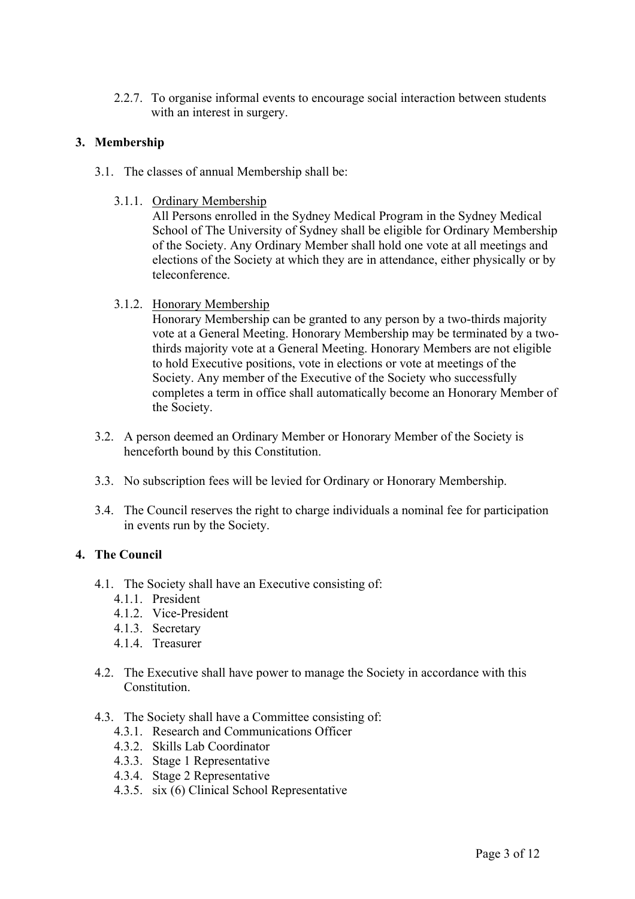2.2.7. To organise informal events to encourage social interaction between students with an interest in surgery.

## 3. Membership

3.1. The classes of annual Membership shall be:

3.1.1. Ordinary Membership
All Persons enrolled in the Sydney Medical Program in the Sydney Medical School of The University of Sydney shall be eligible for Ordinary Membership of the Society. Any Ordinary Member shall hold one vote at all meetings and elections of the Society at which they are in attendance, either physically or by teleconference.

3.1.2. Honorary Membership
Honorary Membership can be granted to any person by a two-thirds majority vote at a General Meeting. Honorary Membership may be terminated by a two-thirds majority vote at a General Meeting. Honorary Members are not eligible to hold Executive positions, vote in elections or vote at meetings of the Society. Any member of the Executive of the Society who successfully completes a term in office shall automatically become an Honorary Member of the Society.

3.2. A person deemed an Ordinary Member or Honorary Member of the Society is henceforth bound by this Constitution.

3.3. No subscription fees will be levied for Ordinary or Honorary Membership.

3.4. The Council reserves the right to charge individuals a nominal fee for participation in events run by the Society.

## 4. The Council

4.1. The Society shall have an Executive consisting of:
4.1.1. President
4.1.2. Vice-President
4.1.3. Secretary
4.1.4. Treasurer

4.2. The Executive shall have power to manage the Society in accordance with this Constitution.

4.3. The Society shall have a Committee consisting of:
4.3.1. Research and Communications Officer
4.3.2. Skills Lab Coordinator
4.3.3. Stage 1 Representative
4.3.4. Stage 2 Representative
4.3.5. six (6) Clinical School Representative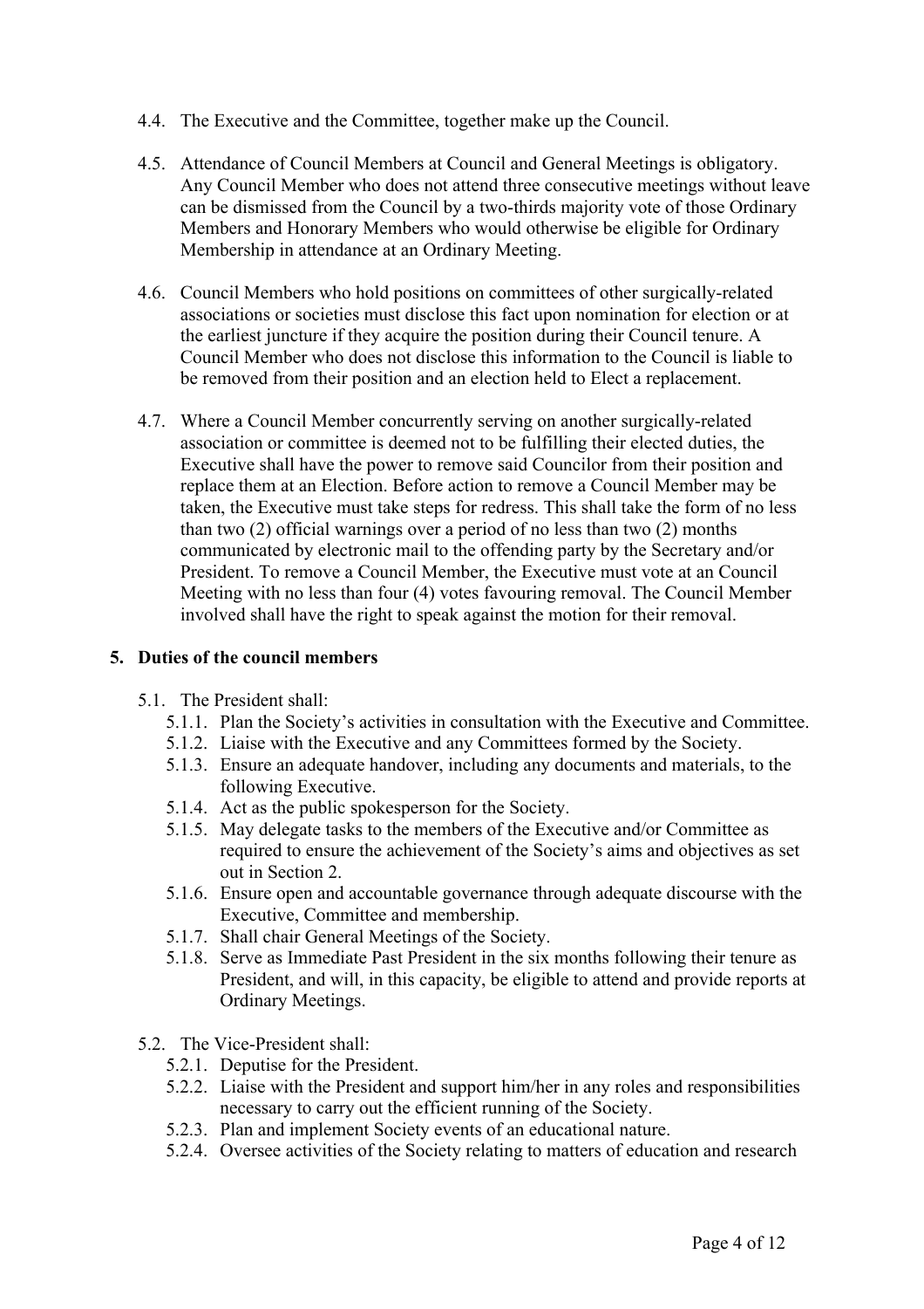4.4. The Executive and the Committee, together make up the Council.

4.5. Attendance of Council Members at Council and General Meetings is obligatory. Any Council Member who does not attend three consecutive meetings without leave can be dismissed from the Council by a two-thirds majority vote of those Ordinary Members and Honorary Members who would otherwise be eligible for Ordinary Membership in attendance at an Ordinary Meeting.

4.6. Council Members who hold positions on committees of other surgically-related associations or societies must disclose this fact upon nomination for election or at the earliest juncture if they acquire the position during their Council tenure. A Council Member who does not disclose this information to the Council is liable to be removed from their position and an election held to Elect a replacement.

4.7. Where a Council Member concurrently serving on another surgically-related association or committee is deemed not to be fulfilling their elected duties, the Executive shall have the power to remove said Councilor from their position and replace them at an Election. Before action to remove a Council Member may be taken, the Executive must take steps for redress. This shall take the form of no less than two (2) official warnings over a period of no less than two (2) months communicated by electronic mail to the offending party by the Secretary and/or President. To remove a Council Member, the Executive must vote at an Council Meeting with no less than four (4) votes favouring removal. The Council Member involved shall have the right to speak against the motion for their removal.

## 5. Duties of the council members

5.1. The President shall:

- 5.1.1. Plan the Society's activities in consultation with the Executive and Committee.
- 5.1.2. Liaise with the Executive and any Committees formed by the Society.
- 5.1.3. Ensure an adequate handover, including any documents and materials, to the following Executive.
- 5.1.4. Act as the public spokesperson for the Society.
- 5.1.5. May delegate tasks to the members of the Executive and/or Committee as required to ensure the achievement of the Society's aims and objectives as set out in Section 2.
- 5.1.6. Ensure open and accountable governance through adequate discourse with the Executive, Committee and membership.
- 5.1.7. Shall chair General Meetings of the Society.
- 5.1.8. Serve as Immediate Past President in the six months following their tenure as President, and will, in this capacity, be eligible to attend and provide reports at Ordinary Meetings.

5.2. The Vice-President shall:

- 5.2.1. Deputise for the President.
- 5.2.2. Liaise with the President and support him/her in any roles and responsibilities necessary to carry out the efficient running of the Society.
- 5.2.3. Plan and implement Society events of an educational nature.
- 5.2.4. Oversee activities of the Society relating to matters of education and research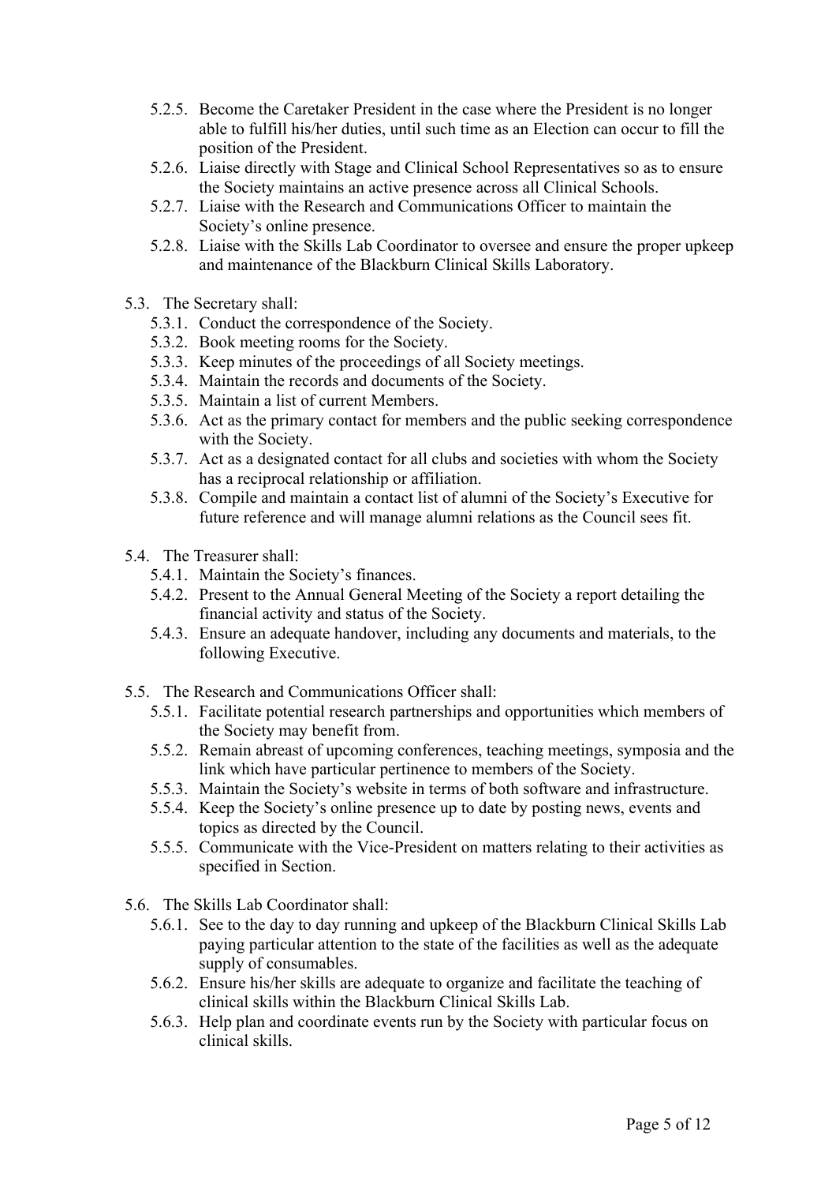- 5.2.5. Become the Caretaker President in the case where the President is no longer able to fulfill his/her duties, until such time as an Election can occur to fill the position of the President.
- 5.2.6. Liaise directly with Stage and Clinical School Representatives so as to ensure the Society maintains an active presence across all Clinical Schools.
- 5.2.7. Liaise with the Research and Communications Officer to maintain the Society's online presence.
- 5.2.8. Liaise with the Skills Lab Coordinator to oversee and ensure the proper upkeep and maintenance of the Blackburn Clinical Skills Laboratory.

5.3. The Secretary shall:

- 5.3.1. Conduct the correspondence of the Society.
- 5.3.2. Book meeting rooms for the Society.
- 5.3.3. Keep minutes of the proceedings of all Society meetings.
- 5.3.4. Maintain the records and documents of the Society.
- 5.3.5. Maintain a list of current Members.
- 5.3.6. Act as the primary contact for members and the public seeking correspondence with the Society.
- 5.3.7. Act as a designated contact for all clubs and societies with whom the Society has a reciprocal relationship or affiliation.
- 5.3.8. Compile and maintain a contact list of alumni of the Society's Executive for future reference and will manage alumni relations as the Council sees fit.

5.4. The Treasurer shall:

- 5.4.1. Maintain the Society's finances.
- 5.4.2. Present to the Annual General Meeting of the Society a report detailing the financial activity and status of the Society.
- 5.4.3. Ensure an adequate handover, including any documents and materials, to the following Executive.

5.5. The Research and Communications Officer shall:

- 5.5.1. Facilitate potential research partnerships and opportunities which members of the Society may benefit from.
- 5.5.2. Remain abreast of upcoming conferences, teaching meetings, symposia and the link which have particular pertinence to members of the Society.
- 5.5.3. Maintain the Society's website in terms of both software and infrastructure.
- 5.5.4. Keep the Society's online presence up to date by posting news, events and topics as directed by the Council.
- 5.5.5. Communicate with the Vice-President on matters relating to their activities as specified in Section.

5.6. The Skills Lab Coordinator shall:

- 5.6.1. See to the day to day running and upkeep of the Blackburn Clinical Skills Lab paying particular attention to the state of the facilities as well as the adequate supply of consumables.
- 5.6.2. Ensure his/her skills are adequate to organize and facilitate the teaching of clinical skills within the Blackburn Clinical Skills Lab.
- 5.6.3. Help plan and coordinate events run by the Society with particular focus on clinical skills.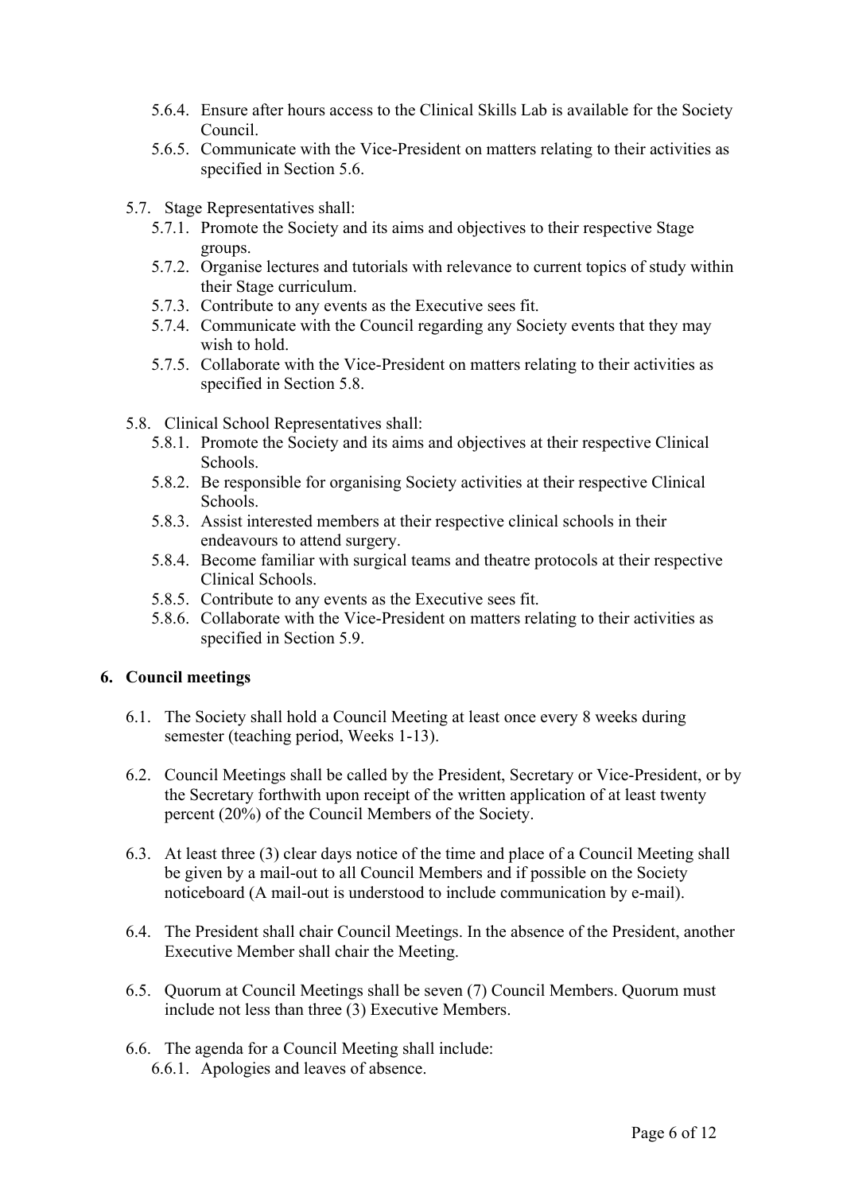- 5.6.4. Ensure after hours access to the Clinical Skills Lab is available for the Society Council.
- 5.6.5. Communicate with the Vice-President on matters relating to their activities as specified in Section 5.6.

5.7. Stage Representatives shall:

- 5.7.1. Promote the Society and its aims and objectives to their respective Stage groups.
- 5.7.2. Organise lectures and tutorials with relevance to current topics of study within their Stage curriculum.
- 5.7.3. Contribute to any events as the Executive sees fit.
- 5.7.4. Communicate with the Council regarding any Society events that they may wish to hold.
- 5.7.5. Collaborate with the Vice-President on matters relating to their activities as specified in Section 5.8.

5.8. Clinical School Representatives shall:

- 5.8.1. Promote the Society and its aims and objectives at their respective Clinical Schools.
- 5.8.2. Be responsible for organising Society activities at their respective Clinical Schools.
- 5.8.3. Assist interested members at their respective clinical schools in their endeavours to attend surgery.
- 5.8.4. Become familiar with surgical teams and theatre protocols at their respective Clinical Schools.
- 5.8.5. Contribute to any events as the Executive sees fit.
- 5.8.6. Collaborate with the Vice-President on matters relating to their activities as specified in Section 5.9.

## 6. Council meetings

6.1. The Society shall hold a Council Meeting at least once every 8 weeks during semester (teaching period, Weeks 1-13).

6.2. Council Meetings shall be called by the President, Secretary or Vice-President, or by the Secretary forthwith upon receipt of the written application of at least twenty percent (20%) of the Council Members of the Society.

6.3. At least three (3) clear days notice of the time and place of a Council Meeting shall be given by a mail-out to all Council Members and if possible on the Society noticeboard (A mail-out is understood to include communication by e-mail).

6.4. The President shall chair Council Meetings. In the absence of the President, another Executive Member shall chair the Meeting.

6.5. Quorum at Council Meetings shall be seven (7) Council Members. Quorum must include not less than three (3) Executive Members.

6.6. The agenda for a Council Meeting shall include:

- 6.6.1. Apologies and leaves of absence.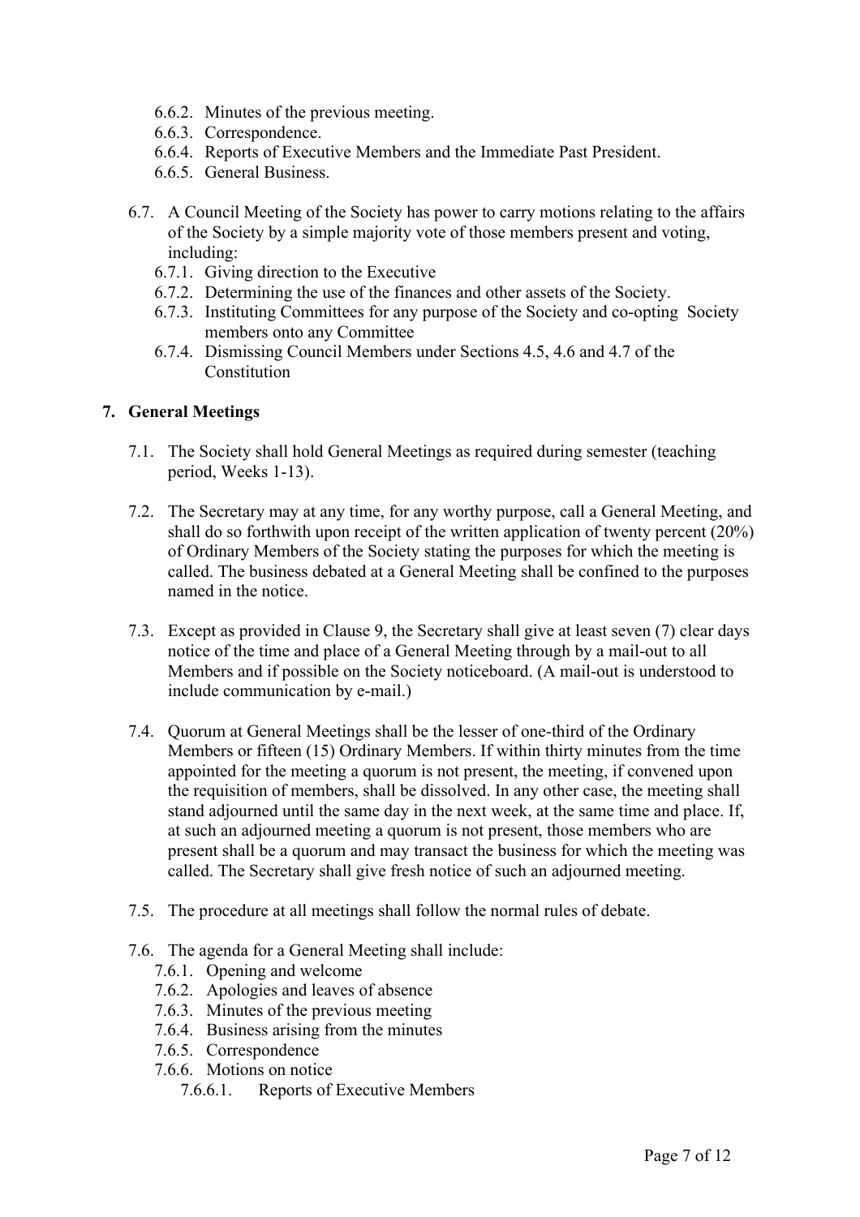- 6.6.2. Minutes of the previous meeting.
- 6.6.3. Correspondence.
- 6.6.4. Reports of Executive Members and the Immediate Past President.
- 6.6.5. General Business.

6.7. A Council Meeting of the Society has power to carry motions relating to the affairs of the Society by a simple majority vote of those members present and voting, including:

- 6.7.1. Giving direction to the Executive
- 6.7.2. Determining the use of the finances and other assets of the Society.
- 6.7.3. Instituting Committees for any purpose of the Society and co-opting Society members onto any Committee
- 6.7.4. Dismissing Council Members under Sections 4.5, 4.6 and 4.7 of the Constitution

## 7. General Meetings

7.1. The Society shall hold General Meetings as required during semester (teaching period, Weeks 1-13).

7.2. The Secretary may at any time, for any worthy purpose, call a General Meeting, and shall do so forthwith upon receipt of the written application of twenty percent (20%) of Ordinary Members of the Society stating the purposes for which the meeting is called. The business debated at a General Meeting shall be confined to the purposes named in the notice.

7.3. Except as provided in Clause 9, the Secretary shall give at least seven (7) clear days notice of the time and place of a General Meeting through by a mail-out to all Members and if possible on the Society noticeboard. (A mail-out is understood to include communication by e-mail.)

7.4. Quorum at General Meetings shall be the lesser of one-third of the Ordinary Members or fifteen (15) Ordinary Members. If within thirty minutes from the time appointed for the meeting a quorum is not present, the meeting, if convened upon the requisition of members, shall be dissolved. In any other case, the meeting shall stand adjourned until the same day in the next week, at the same time and place. If, at such an adjourned meeting a quorum is not present, those members who are present shall be a quorum and may transact the business for which the meeting was called. The Secretary shall give fresh notice of such an adjourned meeting.

7.5. The procedure at all meetings shall follow the normal rules of debate.

7.6. The agenda for a General Meeting shall include:

- 7.6.1. Opening and welcome
- 7.6.2. Apologies and leaves of absence
- 7.6.3. Minutes of the previous meeting
- 7.6.4. Business arising from the minutes
- 7.6.5. Correspondence
- 7.6.6. Motions on notice
  - 7.6.6.1. Reports of Executive Members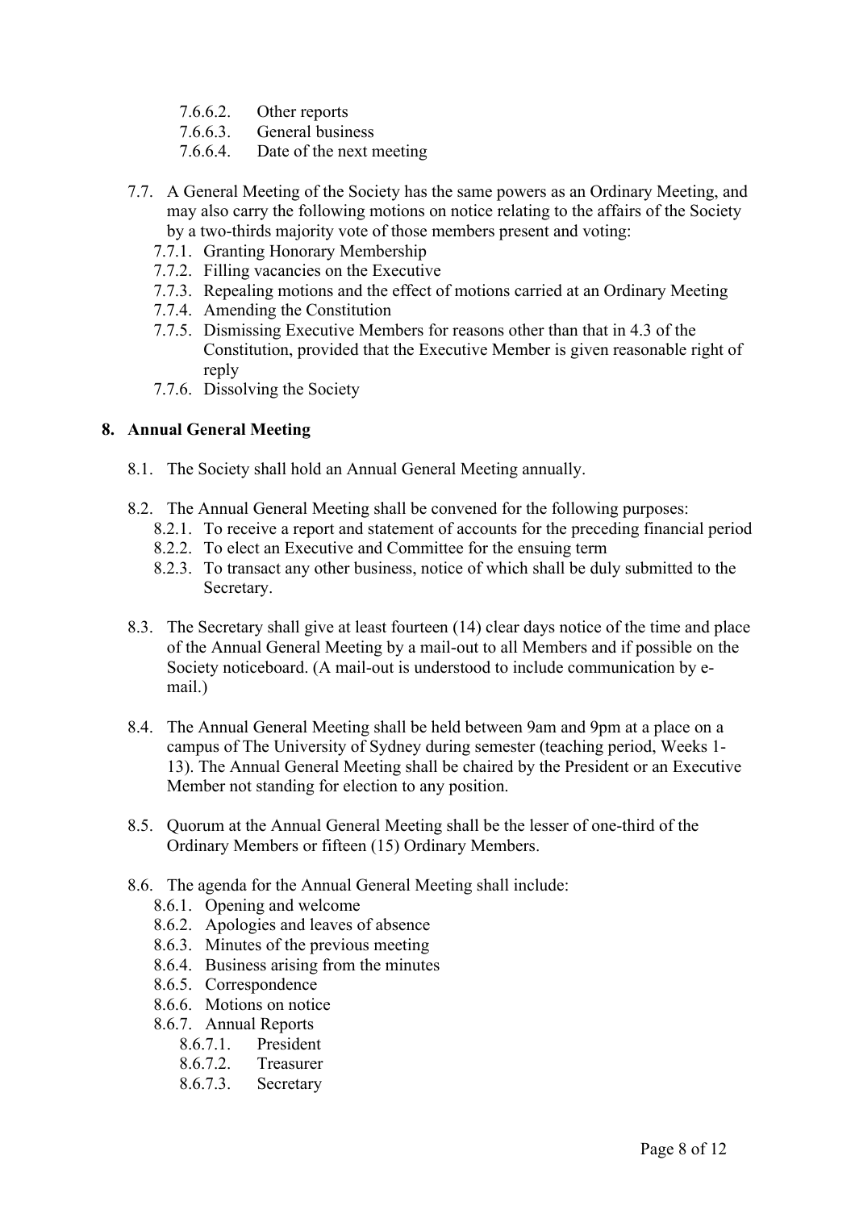- 7.6.6.2. Other reports
- 7.6.6.3. General business
- 7.6.6.4. Date of the next meeting

7.7. A General Meeting of the Society has the same powers as an Ordinary Meeting, and may also carry the following motions on notice relating to the affairs of the Society by a two-thirds majority vote of those members present and voting:

- 7.7.1. Granting Honorary Membership
- 7.7.2. Filling vacancies on the Executive
- 7.7.3. Repealing motions and the effect of motions carried at an Ordinary Meeting
- 7.7.4. Amending the Constitution
- 7.7.5. Dismissing Executive Members for reasons other than that in 4.3 of the Constitution, provided that the Executive Member is given reasonable right of reply
- 7.7.6. Dissolving the Society

## 8. Annual General Meeting

8.1. The Society shall hold an Annual General Meeting annually.

8.2. The Annual General Meeting shall be convened for the following purposes:

- 8.2.1. To receive a report and statement of accounts for the preceding financial period
- 8.2.2. To elect an Executive and Committee for the ensuing term
- 8.2.3. To transact any other business, notice of which shall be duly submitted to the Secretary.

8.3. The Secretary shall give at least fourteen (14) clear days notice of the time and place of the Annual General Meeting by a mail-out to all Members and if possible on the Society noticeboard. (A mail-out is understood to include communication by e-mail.)

8.4. The Annual General Meeting shall be held between 9am and 9pm at a place on a campus of The University of Sydney during semester (teaching period, Weeks 1-13). The Annual General Meeting shall be chaired by the President or an Executive Member not standing for election to any position.

8.5. Quorum at the Annual General Meeting shall be the lesser of one-third of the Ordinary Members or fifteen (15) Ordinary Members.

8.6. The agenda for the Annual General Meeting shall include:

- 8.6.1. Opening and welcome
- 8.6.2. Apologies and leaves of absence
- 8.6.3. Minutes of the previous meeting
- 8.6.4. Business arising from the minutes
- 8.6.5. Correspondence
- 8.6.6. Motions on notice
- 8.6.7. Annual Reports
  - 8.6.7.1. President
  - 8.6.7.2. Treasurer
  - 8.6.7.3. Secretary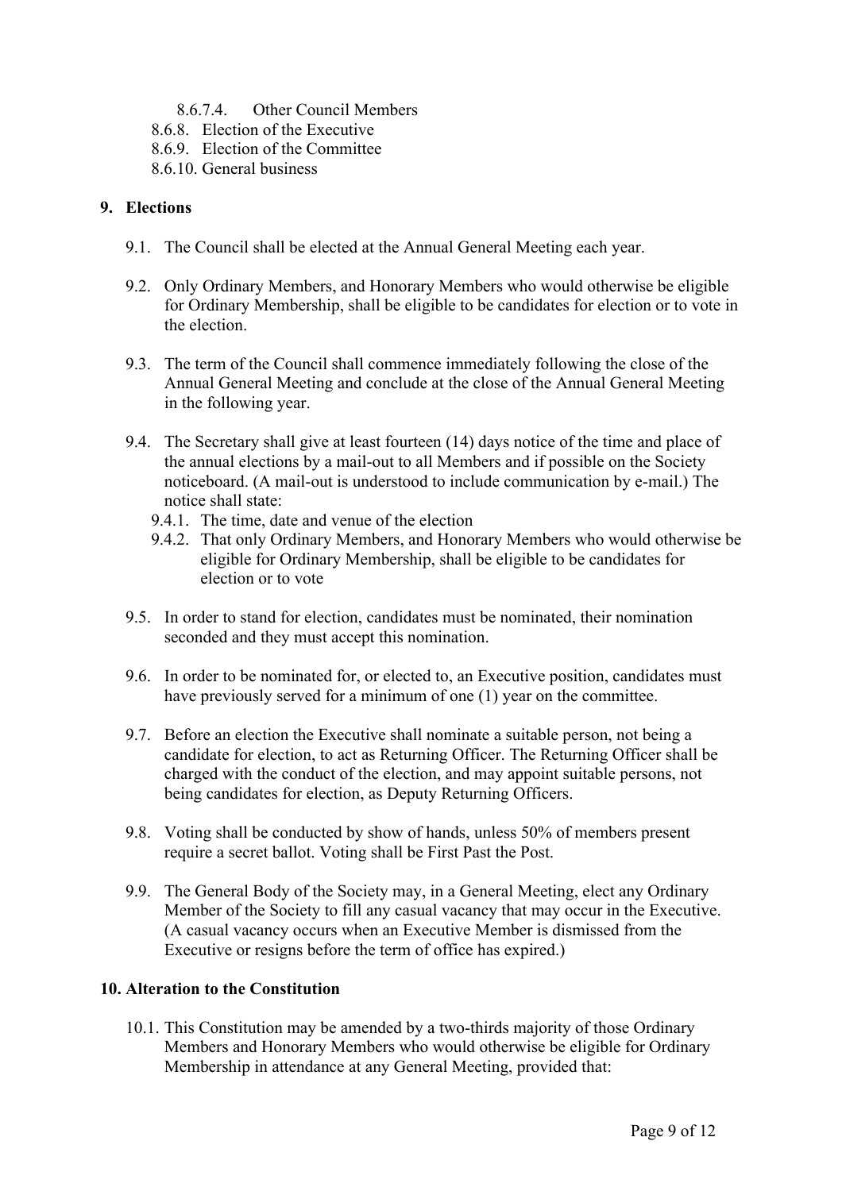- 8.6.7.4. Other Council Members
- 8.6.8. Election of the Executive
- 8.6.9. Election of the Committee
- 8.6.10. General business

## 9. Elections

9.1. The Council shall be elected at the Annual General Meeting each year.

9.2. Only Ordinary Members, and Honorary Members who would otherwise be eligible for Ordinary Membership, shall be eligible to be candidates for election or to vote in the election.

9.3. The term of the Council shall commence immediately following the close of the Annual General Meeting and conclude at the close of the Annual General Meeting in the following year.

9.4. The Secretary shall give at least fourteen (14) days notice of the time and place of the annual elections by a mail-out to all Members and if possible on the Society noticeboard. (A mail-out is understood to include communication by e-mail.) The notice shall state:

- 9.4.1. The time, date and venue of the election
- 9.4.2. That only Ordinary Members, and Honorary Members who would otherwise be eligible for Ordinary Membership, shall be eligible to be candidates for election or to vote

9.5. In order to stand for election, candidates must be nominated, their nomination seconded and they must accept this nomination.

9.6. In order to be nominated for, or elected to, an Executive position, candidates must have previously served for a minimum of one (1) year on the committee.

9.7. Before an election the Executive shall nominate a suitable person, not being a candidate for election, to act as Returning Officer. The Returning Officer shall be charged with the conduct of the election, and may appoint suitable persons, not being candidates for election, as Deputy Returning Officers.

9.8. Voting shall be conducted by show of hands, unless 50% of members present require a secret ballot. Voting shall be First Past the Post.

9.9. The General Body of the Society may, in a General Meeting, elect any Ordinary Member of the Society to fill any casual vacancy that may occur in the Executive. (A casual vacancy occurs when an Executive Member is dismissed from the Executive or resigns before the term of office has expired.)

## 10. Alteration to the Constitution

10.1. This Constitution may be amended by a two-thirds majority of those Ordinary Members and Honorary Members who would otherwise be eligible for Ordinary Membership in attendance at any General Meeting, provided that: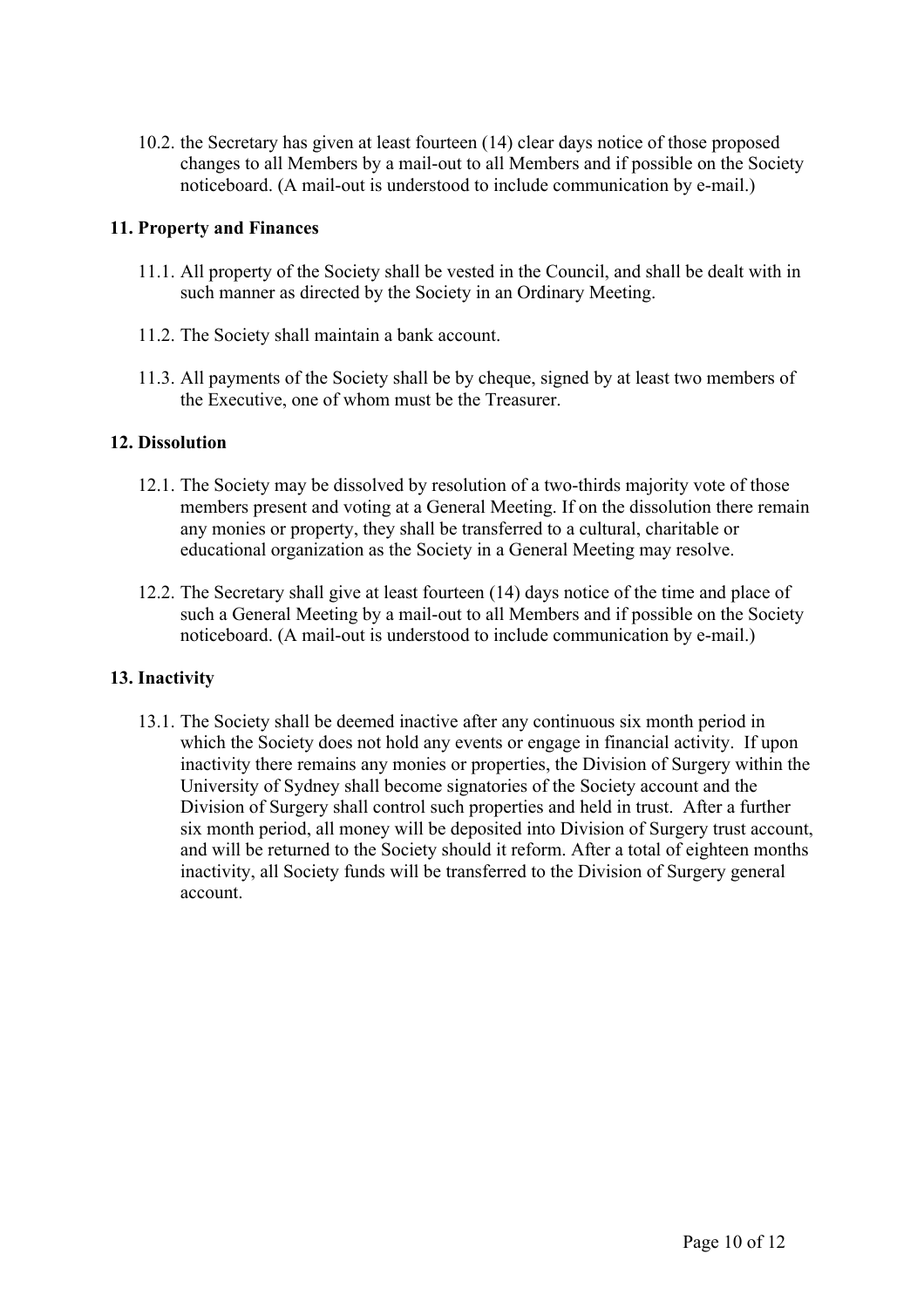10.2. the Secretary has given at least fourteen (14) clear days notice of those proposed changes to all Members by a mail-out to all Members and if possible on the Society noticeboard. (A mail-out is understood to include communication by e-mail.)

**11. Property and Finances**

11.1. All property of the Society shall be vested in the Council, and shall be dealt with in such manner as directed by the Society in an Ordinary Meeting.

11.2. The Society shall maintain a bank account.

11.3. All payments of the Society shall be by cheque, signed by at least two members of the Executive, one of whom must be the Treasurer.

**12. Dissolution**

12.1. The Society may be dissolved by resolution of a two-thirds majority vote of those members present and voting at a General Meeting. If on the dissolution there remain any monies or property, they shall be transferred to a cultural, charitable or educational organization as the Society in a General Meeting may resolve.

12.2. The Secretary shall give at least fourteen (14) days notice of the time and place of such a General Meeting by a mail-out to all Members and if possible on the Society noticeboard. (A mail-out is understood to include communication by e-mail.)

**13. Inactivity**

13.1. The Society shall be deemed inactive after any continuous six month period in which the Society does not hold any events or engage in financial activity. If upon inactivity there remains any monies or properties, the Division of Surgery within the University of Sydney shall become signatories of the Society account and the Division of Surgery shall control such properties and held in trust. After a further six month period, all money will be deposited into Division of Surgery trust account, and will be returned to the Society should it reform. After a total of eighteen months inactivity, all Society funds will be transferred to the Division of Surgery general account.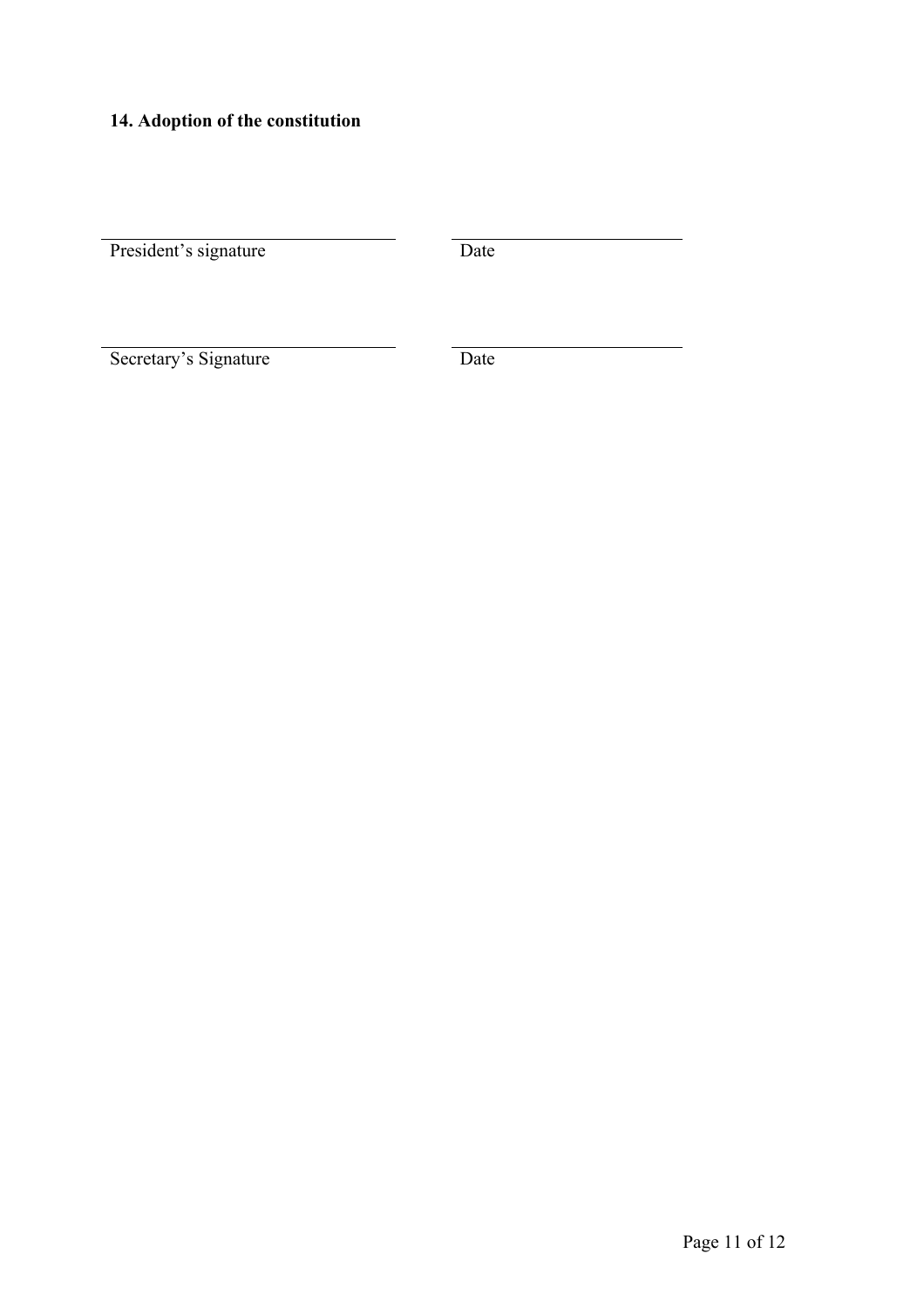**14. Adoption of the constitution**

| ______________________________ | ______________________ |
|---|---|
| President's signature | Date |
| ______________________________ | ______________________ |
| Secretary's Signature | Date |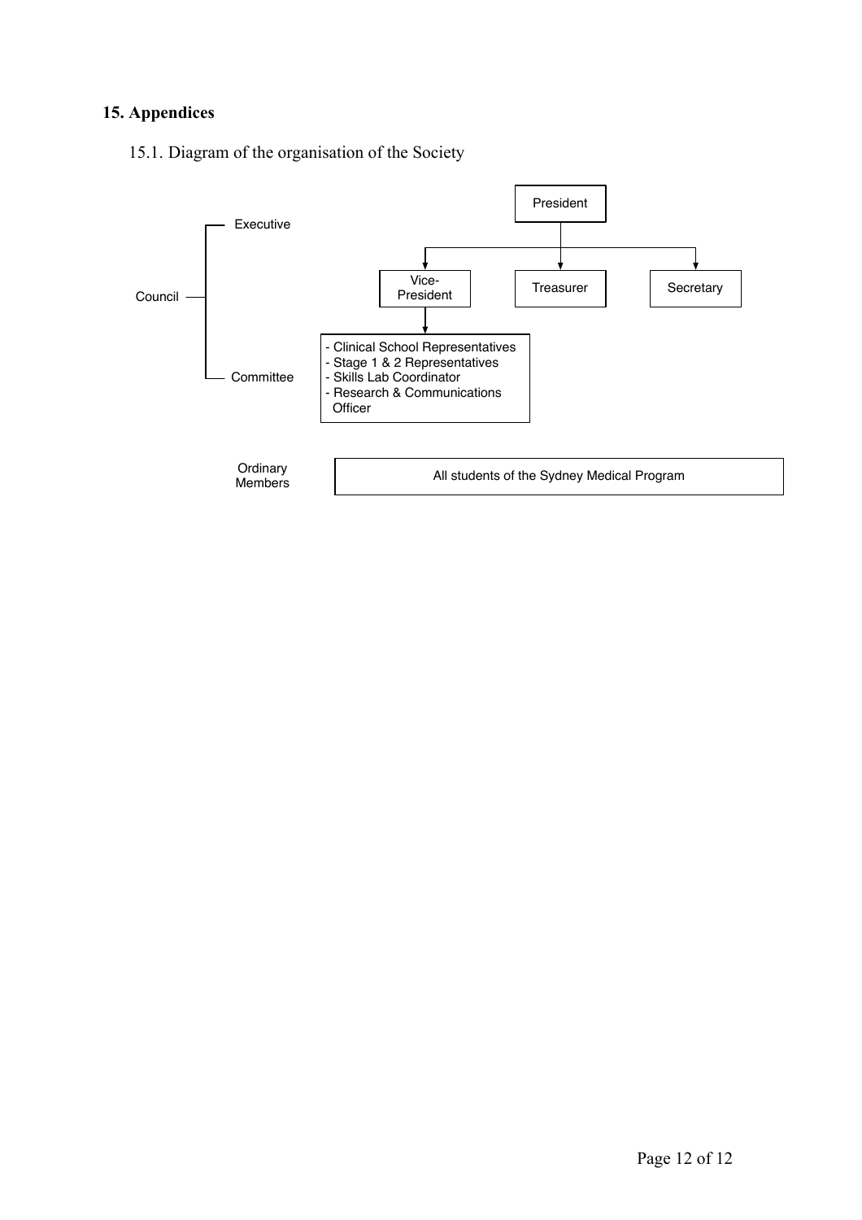## 15. Appendices

### 15.1. Diagram of the organisation of the Society

Council

Executive

Committee

President

Vice-President

Treasurer

Secretary

- Clinical School Representatives
- Stage 1 & 2 Representatives
- Skills Lab Coordinator
- Research & Communications Officer

Ordinary Members

All students of the Sydney Medical Program